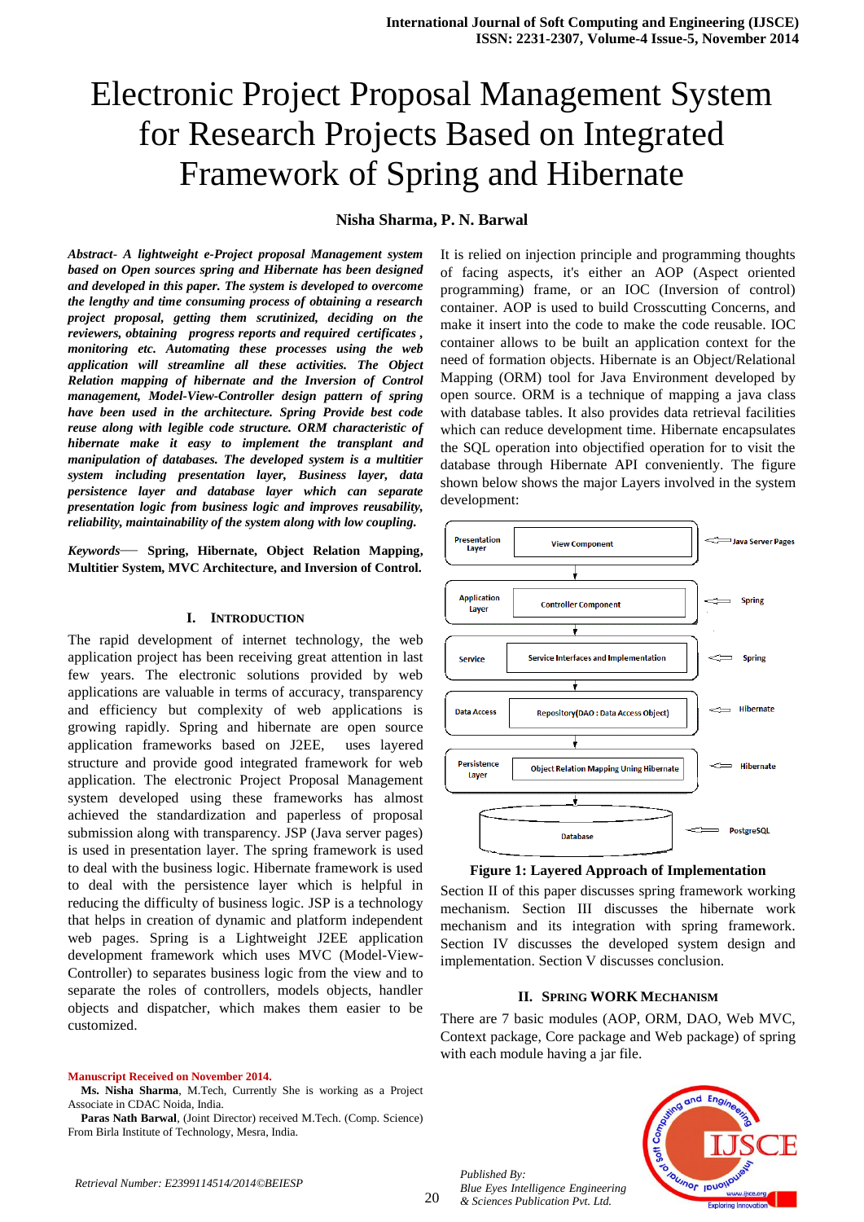# Electronic Project Proposal Management System for Research Projects Based on Integrated Framework of Spring and Hibernate

**Nisha Sharma, P. N. Barwal**

***Abstract- A lightweight e-Project proposal Management system based on Open sources spring and Hibernate has been designed and developed in this paper. The system is developed to overcome the lengthy and time consuming process of obtaining a research project proposal, getting them scrutinized, deciding on the reviewers, obtaining progress reports and required certificates , monitoring etc. Automating these processes using the web application will streamline all these activities. The Object Relation mapping of hibernate and the Inversion of Control management, Model-View-Controller design pattern of spring have been used in the architecture. Spring Provide best code reuse along with legible code structure. ORM characteristic of hibernate make it easy to implement the transplant and manipulation of databases. The developed system is a multitier system including presentation layer, Business layer, data persistence layer and database layer which can separate presentation logic from business logic and improves reusability, reliability, maintainability of the system along with low coupling.***

***Keywords*— Spring, Hibernate, Object Relation Mapping, Multitier System, MVC Architecture, and Inversion of Control.**

## I. Introduction

The rapid development of internet technology, the web application project has been receiving great attention in last few years. The electronic solutions provided by web applications are valuable in terms of accuracy, transparency and efficiency but complexity of web applications is growing rapidly. Spring and hibernate are open source application frameworks based on J2EE, uses layered structure and provide good integrated framework for web application. The electronic Project Proposal Management system developed using these frameworks has almost achieved the standardization and paperless of proposal submission along with transparency. JSP (Java server pages) is used in presentation layer. The spring framework is used to deal with the business logic. Hibernate framework is used to deal with the persistence layer which is helpful in reducing the difficulty of business logic. JSP is a technology that helps in creation of dynamic and platform independent web pages. Spring is a Lightweight J2EE application development framework which uses MVC (Model-View-Controller) to separates business logic from the view and to separate the roles of controllers, models objects, handler objects and dispatcher, which makes them easier to be customized.

It is relied on injection principle and programming thoughts of facing aspects, it's either an AOP (Aspect oriented programming) frame, or an IOC (Inversion of control) container. AOP is used to build Crosscutting Concerns, and make it insert into the code to make the code reusable. IOC container allows to be built an application context for the need of formation objects. Hibernate is an Object/Relational Mapping (ORM) tool for Java Environment developed by open source. ORM is a technique of mapping a java class with database tables. It also provides data retrieval facilities which can reduce development time. Hibernate encapsulates the SQL operation into objectified operation for to visit the database through Hibernate API conveniently. The figure shown below shows the major Layers involved in the system development:

| Layer | Component | Technology |
|---|---|---|
| Presentation Layer | View Component | Java Server Pages |
| Application Layer | Controller Component | Spring |
| Service | Service Interfaces and Implementation | Spring |
| Data Access | Repository(DAO : Data Access Object) | Hibernate |
| Persistence Layer | Object Relation Mapping Uning Hibernate | Hibernate |
| Database | | PostgreSQL |

**Figure 1: Layered Approach of Implementation**

Section II of this paper discusses spring framework working mechanism. Section III discusses the hibernate work mechanism and its integration with spring framework. Section IV discusses the developed system design and implementation. Section V discusses conclusion.

## II. Spring Work Mechanism

There are 7 basic modules (AOP, ORM, DAO, Web MVC, Context package, Core package and Web package) of spring with each module having a jar file.

**Manuscript Received on November 2014.**

**Ms. Nisha Sharma**, M.Tech, Currently She is working as a Project Associate in CDAC Noida, India.

**Paras Nath Barwal**, (Joint Director) received M.Tech. (Comp. Science) From Birla Institute of Technology, Mesra, India.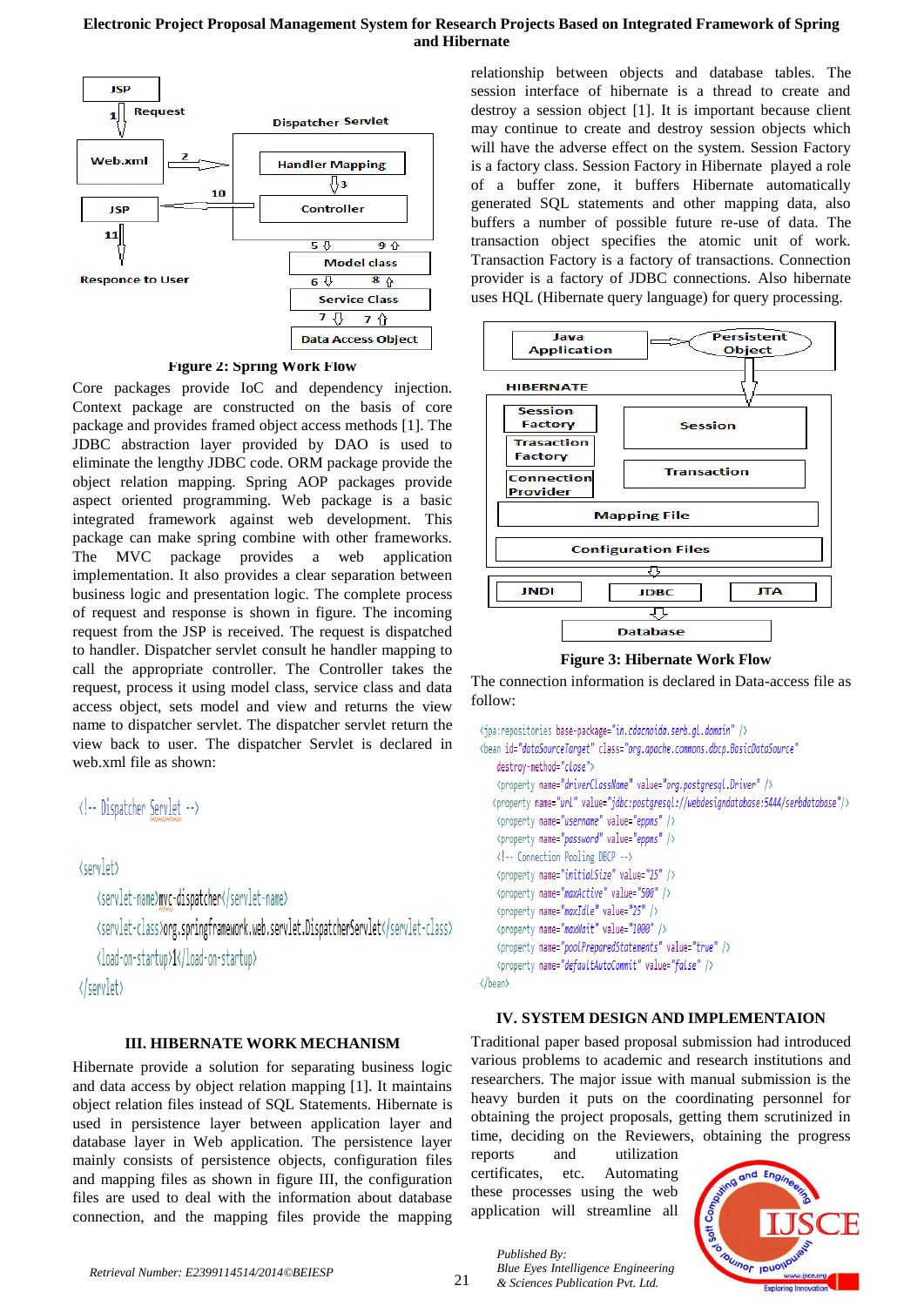Figure 2: Spring Work Flow

Core packages provide IoC and dependency injection. Context package are constructed on the basis of core package and provides framed object access methods [1]. The JDBC abstraction layer provided by DAO is used to eliminate the lengthy JDBC code. ORM package provide the object relation mapping. Spring AOP packages provide aspect oriented programming. Web package is a basic integrated framework against web development. This package can make spring combine with other frameworks. The MVC package provides a web application implementation. It also provides a clear separation between business logic and presentation logic. The complete process of request and response is shown in figure. The incoming request from the JSP is received. The request is dispatched to handler. Dispatcher servlet consult he handler mapping to call the appropriate controller. The Controller takes the request, process it using model class, service class and data access object, sets model and view and returns the view name to dispatcher servlet. The dispatcher servlet return the view back to user. The dispatcher Servlet is declared in web.xml file as shown:

```
<!-- Dispatcher Servlet -->

<servlet>
    <servlet-name>mvc-dispatcher</servlet-name>
    <servlet-class>org.springframework.web.servlet.DispatcherServlet</servlet-class>
    <load-on-startup>1</load-on-startup>
</servlet>
```

## III. HIBERNATE WORK MECHANISM

Hibernate provide a solution for separating business logic and data access by object relation mapping [1]. It maintains object relation files instead of SQL Statements. Hibernate is used in persistence layer between application layer and database layer in Web application. The persistence layer mainly consists of persistence objects, configuration files and mapping files as shown in figure III, the configuration files are used to deal with the information about database connection, and the mapping files provide the mapping relationship between objects and database tables. The session interface of hibernate is a thread to create and destroy a session object [1]. It is important because client may continue to create and destroy session objects which will have the adverse effect on the system. Session Factory is a factory class. Session Factory in Hibernate played a role of a buffer zone, it buffers Hibernate automatically generated SQL statements and other mapping data, also buffers a number of possible future re-use of data. The transaction object specifies the atomic unit of work. Transaction Factory is a factory of transactions. Connection provider is a factory of JDBC connections. Also hibernate uses HQL (Hibernate query language) for query processing.

Figure 3: Hibernate Work Flow

The connection information is declared in Data-access file as follow:

```
<jpa:repositories base-package="in.cdacnoida.serb.gl.domain" />
<bean id="dataSourceTarget" class="org.apache.commons.dbcp.BasicDataSource"
    destroy-method="close">
    <property name="driverClassName" value="org.postgresql.Driver" />
    <property name="url" value="jdbc:postgresql://webdesigndatabase:5444/serbdatabase"/>
    <property name="username" value="eppms" />
    <property name="password" value="eppms" />
    <!-- Connection Pooling DBCP -->
    <property name="initialSize" value="25" />
    <property name="maxActive" value="500" />
    <property name="maxIdle" value="25" />
    <property name="maxWait" value="1000" />
    <property name="poolPreparedStatements" value="true" />
    <property name="defaultAutoCommit" value="false" />
</bean>
```

## IV. SYSTEM DESIGN AND IMPLEMENTAION

Traditional paper based proposal submission had introduced various problems to academic and research institutions and researchers. The major issue with manual submission is the heavy burden it puts on the coordinating personnel for obtaining the project proposals, getting them scrutinized in time, deciding on the Reviewers, obtaining the progress reports and utilization certificates, etc. Automating these processes using the web application will streamline all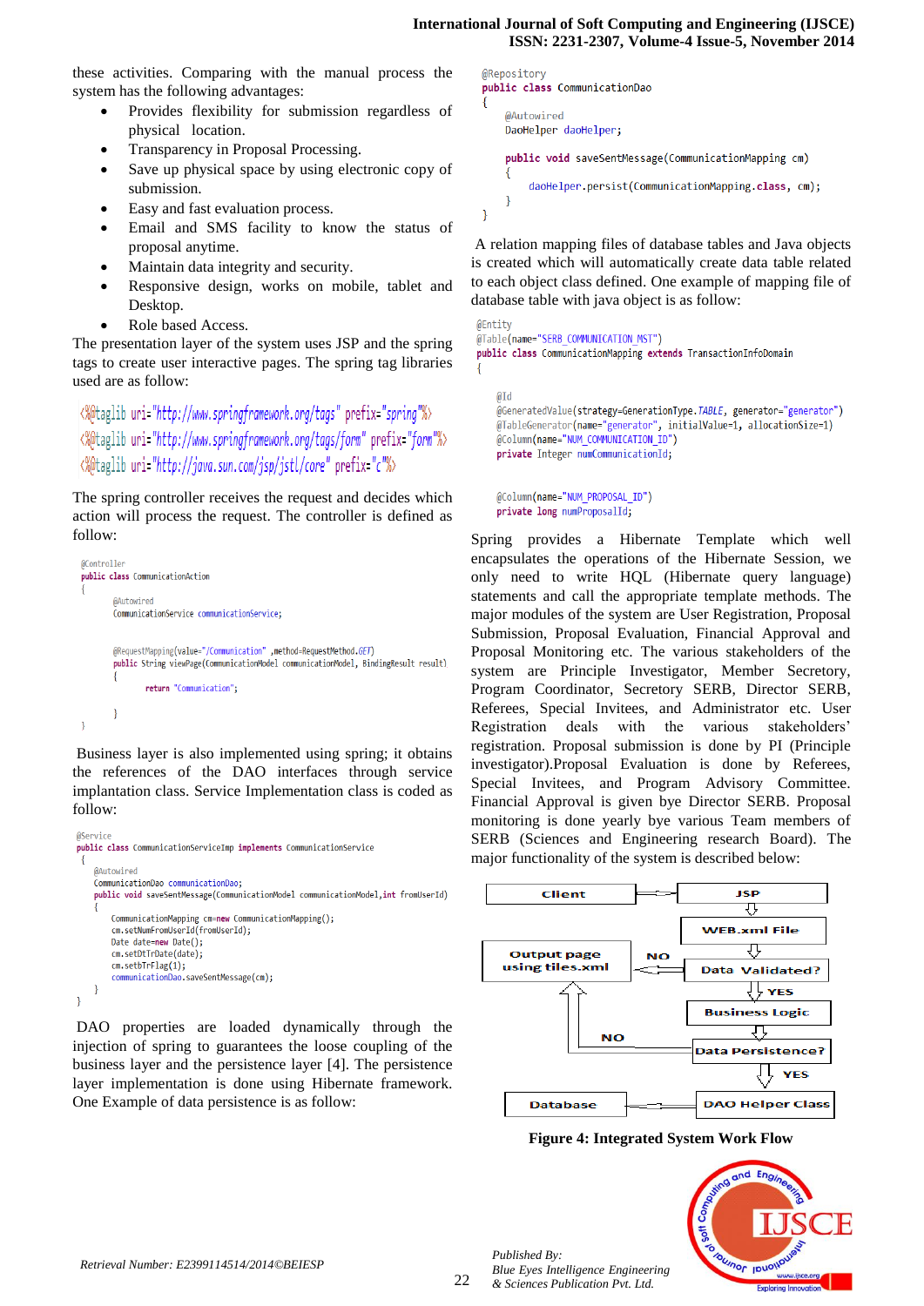these activities. Comparing with the manual process the system has the following advantages:

- Provides flexibility for submission regardless of physical location.
- Transparency in Proposal Processing.
- Save up physical space by using electronic copy of submission.
- Easy and fast evaluation process.
- Email and SMS facility to know the status of proposal anytime.
- Maintain data integrity and security.
- Responsive design, works on mobile, tablet and Desktop.
- Role based Access.

The presentation layer of the system uses JSP and the spring tags to create user interactive pages. The spring tag libraries used are as follow:

```
<%@taglib uri="http://www.springframework.org/tags" prefix="spring"%>
<%@taglib uri="http://www.springframework.org/tags/form" prefix="form"%>
<%@taglib uri="http://java.sun.com/jsp/jstl/core" prefix="c"%>
```

The spring controller receives the request and decides which action will process the request. The controller is defined as follow:

```
@Controller
public class CommunicationAction
{
        @Autowired
        CommunicationService communicationService;


        @RequestMapping(value="/Communication" ,method=RequestMethod.GET)
        public String viewPage(CommunicationModel communicationModel, BindingResult result)
        {
                return "Communication";

        }
}
```

Business layer is also implemented using spring; it obtains the references of the DAO interfaces through service implantation class. Service Implementation class is coded as follow:

```
@Service
public class CommunicationServiceImp implements CommunicationService
{
    @Autowired
    CommunicationDao communicationDao;
    public void saveSentMessage(CommunicationModel communicationModel,int fromUserId)
    {
        CommunicationMapping cm=new CommunicationMapping();
        cm.setNumFromUserId(fromUserId);
        Date date=new Date();
        cm.setDtTrDate(date);
        cm.setbTrFlag(1);
        communicationDao.saveSentMessage(cm);
    }
}
```

DAO properties are loaded dynamically through the injection of spring to guarantees the loose coupling of the business layer and the persistence layer [4]. The persistence layer implementation is done using Hibernate framework. One Example of data persistence is as follow:

```
@Repository
public class CommunicationDao
{
    @Autowired
    DaoHelper daoHelper;

    public void saveSentMessage(CommunicationMapping cm)
    {
        daoHelper.persist(CommunicationMapping.class, cm);
    }
}
```

A relation mapping files of database tables and Java objects is created which will automatically create data table related to each object class defined. One example of mapping file of database table with java object is as follow:

```
@Entity
@Table(name="SERB_COMMUNICATION_MST")
public class CommunicationMapping extends TransactionInfoDomain
{

    @Id
    @GeneratedValue(strategy=GenerationType.TABLE, generator="generator")
    @TableGenerator(name="generator", initialValue=1, allocationSize=1)
    @Column(name="NUM_COMMUNICATION_ID")
    private Integer numCommunicationId;


    @Column(name="NUM_PROPOSAL_ID")
    private long numProposalId;
```

Spring provides a Hibernate Template which well encapsulates the operations of the Hibernate Session, we only need to write HQL (Hibernate query language) statements and call the appropriate template methods. The major modules of the system are User Registration, Proposal Submission, Proposal Evaluation, Financial Approval and Proposal Monitoring etc. The various stakeholders of the system are Principle Investigator, Member Secretory, Program Coordinator, Secretory SERB, Director SERB, Referees, Special Invitees, and Administrator etc. User Registration deals with the various stakeholders' registration. Proposal submission is done by PI (Principle investigator).Proposal Evaluation is done by Referees, Special Invitees, and Program Advisory Committee. Financial Approval is given bye Director SERB. Proposal monitoring is done yearly bye various Team members of SERB (Sciences and Engineering research Board). The major functionality of the system is described below:

Client → JSP → WEB.xml File → Data Validated? → (YES) Business Logic → Data Persistence? → (YES) DAO Helper Class → Database

Data Validated? → (NO) Output page using tiles.xml

Data Persistence? → (NO) Output page using tiles.xml

**Figure 4: Integrated System Work Flow**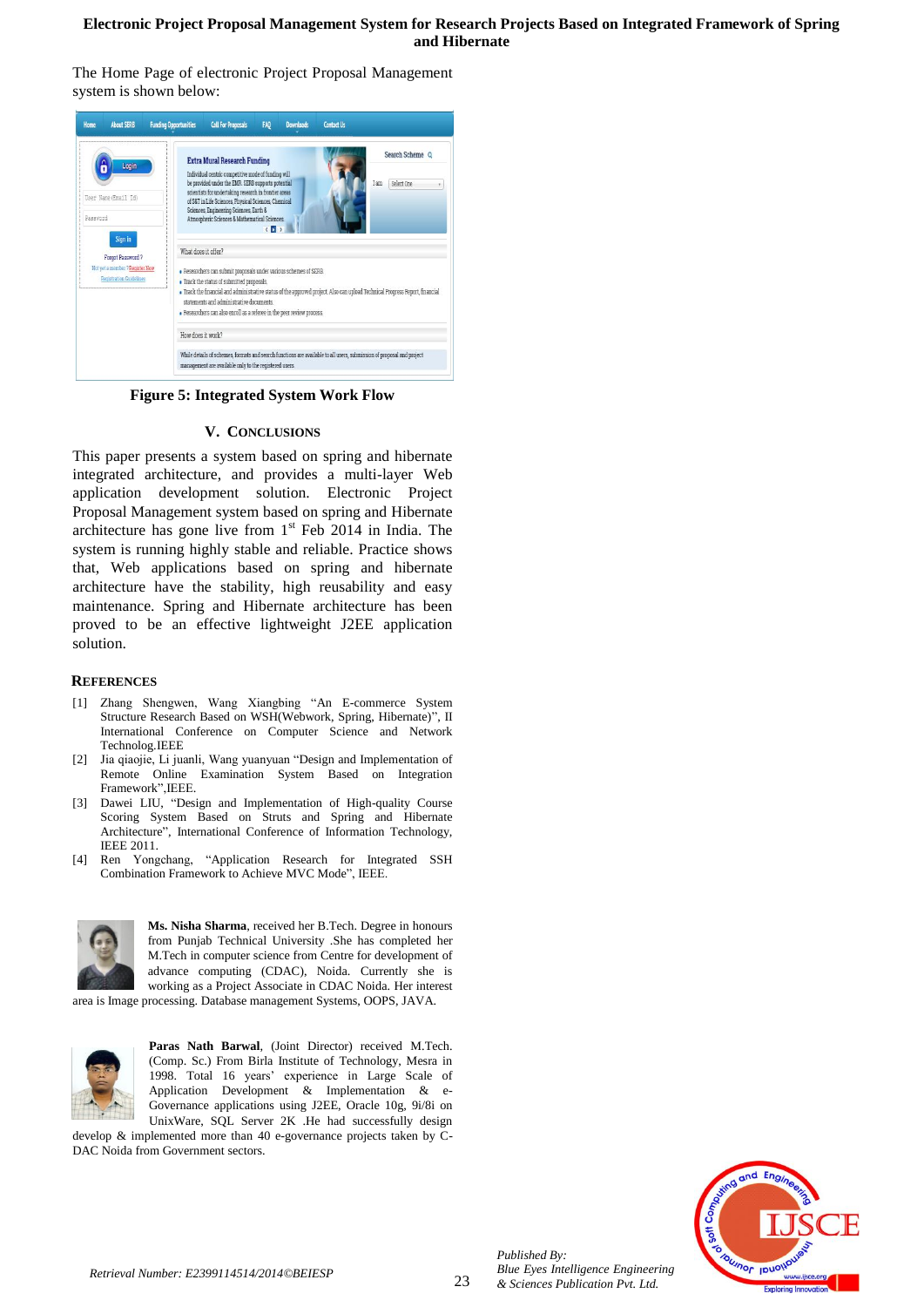The Home Page of electronic Project Proposal Management system is shown below:

Figure 5: Integrated System Work Flow

## V. CONCLUSIONS

This paper presents a system based on spring and hibernate integrated architecture, and provides a multi-layer Web application development solution. Electronic Project Proposal Management system based on spring and Hibernate architecture has gone live from 1st Feb 2014 in India. The system is running highly stable and reliable. Practice shows that, Web applications based on spring and hibernate architecture have the stability, high reusability and easy maintenance. Spring and Hibernate architecture has been proved to be an effective lightweight J2EE application solution.

## REFERENCES

[1] Zhang Shengwen, Wang Xiangbing "An E-commerce System Structure Research Based on WSH(Webwork, Spring, Hibernate)", II International Conference on Computer Science and Network Technolog.IEEE

[2] Jia qiaojie, Li juanli, Wang yuanyuan "Design and Implementation of Remote Online Examination System Based on Integration Framework",IEEE.

[3] Dawei LIU, "Design and Implementation of High-quality Course Scoring System Based on Struts and Spring and Hibernate Architecture", International Conference of Information Technology, IEEE 2011.

[4] Ren Yongchang, "Application Research for Integrated SSH Combination Framework to Achieve MVC Mode", IEEE.

**Ms. Nisha Sharma**, received her B.Tech. Degree in honours from Punjab Technical University .She has completed her M.Tech in computer science from Centre for development of advance computing (CDAC), Noida. Currently she is working as a Project Associate in CDAC Noida. Her interest area is Image processing. Database management Systems, OOPS, JAVA.

**Paras Nath Barwal**, (Joint Director) received M.Tech. (Comp. Sc.) From Birla Institute of Technology, Mesra in 1998. Total 16 years' experience in Large Scale of Application Development & Implementation & e-Governance applications using J2EE, Oracle 10g, 9i/8i on UnixWare, SQL Server 2K .He had successfully design develop & implemented more than 40 e-governance projects taken by C-DAC Noida from Government sectors.